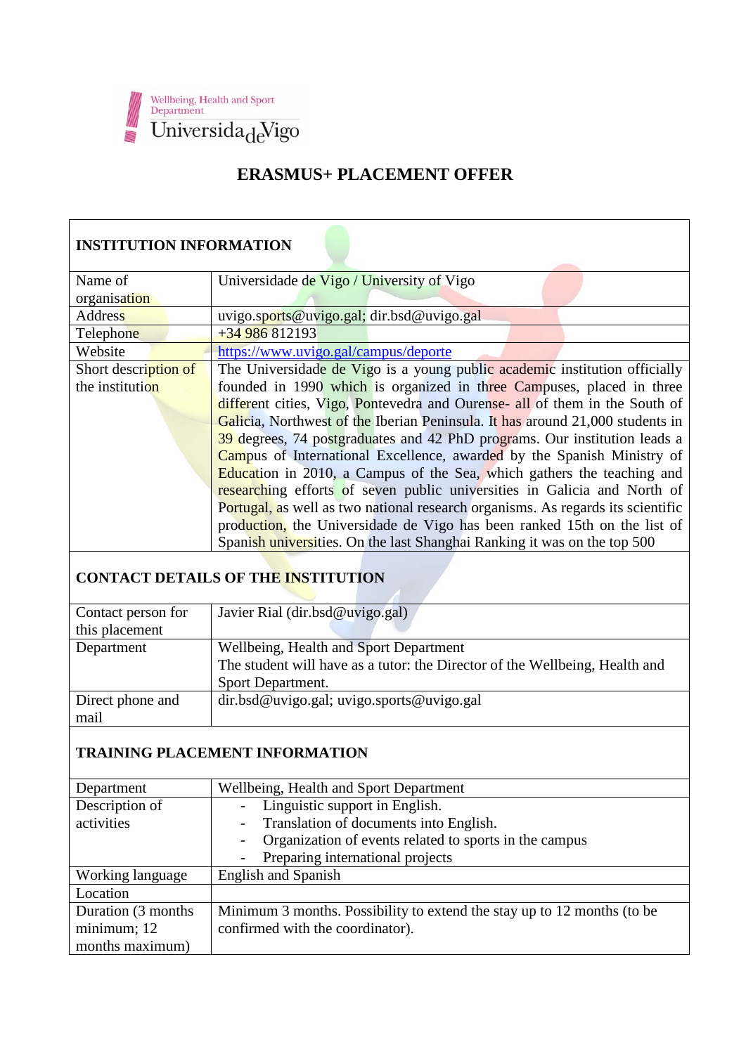Wellbeing, Health and Sport Department
Universidade de Vigo

# ERASMUS+ PLACEMENT OFFER

| INSTITUTION INFORMATION | |
|---|---|
| Name of organisation | Universidade de Vigo / University of Vigo |
| Address | uvigo.sports@uvigo.gal; dir.bsd@uvigo.gal |
| Telephone | +34 986 812193 |
| Website | https://www.uvigo.gal/campus/deporte |
| Short description of the institution | The Universidade de Vigo is a young public academic institution officially founded in 1990 which is organized in three Campuses, placed in three different cities, Vigo, Pontevedra and Ourense- all of them in the South of Galicia, Northwest of the Iberian Peninsula. It has around 21,000 students in 39 degrees, 74 postgraduates and 42 PhD programs. Our institution leads a Campus of International Excellence, awarded by the Spanish Ministry of Education in 2010, a Campus of the Sea, which gathers the teaching and researching efforts of seven public universities in Galicia and North of Portugal, as well as two national research organisms. As regards its scientific production, the Universidade de Vigo has been ranked 15th on the list of Spanish universities. On the last Shanghai Ranking it was on the top 500 |
| **CONTACT DETAILS OF THE INSTITUTION** | |
| Contact person for this placement | Javier Rial (dir.bsd@uvigo.gal) |
| Department | Wellbeing, Health and Sport Department<br>The student will have as a tutor: the Director of the Wellbeing, Health and Sport Department. |
| Direct phone and mail | dir.bsd@uvigo.gal; uvigo.sports@uvigo.gal |
| **TRAINING PLACEMENT INFORMATION** | |
| Department | Wellbeing, Health and Sport Department |
| Description of activities | - Linguistic support in English.<br>- Translation of documents into English.<br>- Organization of events related to sports in the campus<br>- Preparing international projects |
| Working language | English and Spanish |
| Location | |
| Duration (3 months minimum; 12 months maximum) | Minimum 3 months. Possibility to extend the stay up to 12 months (to be confirmed with the coordinator). |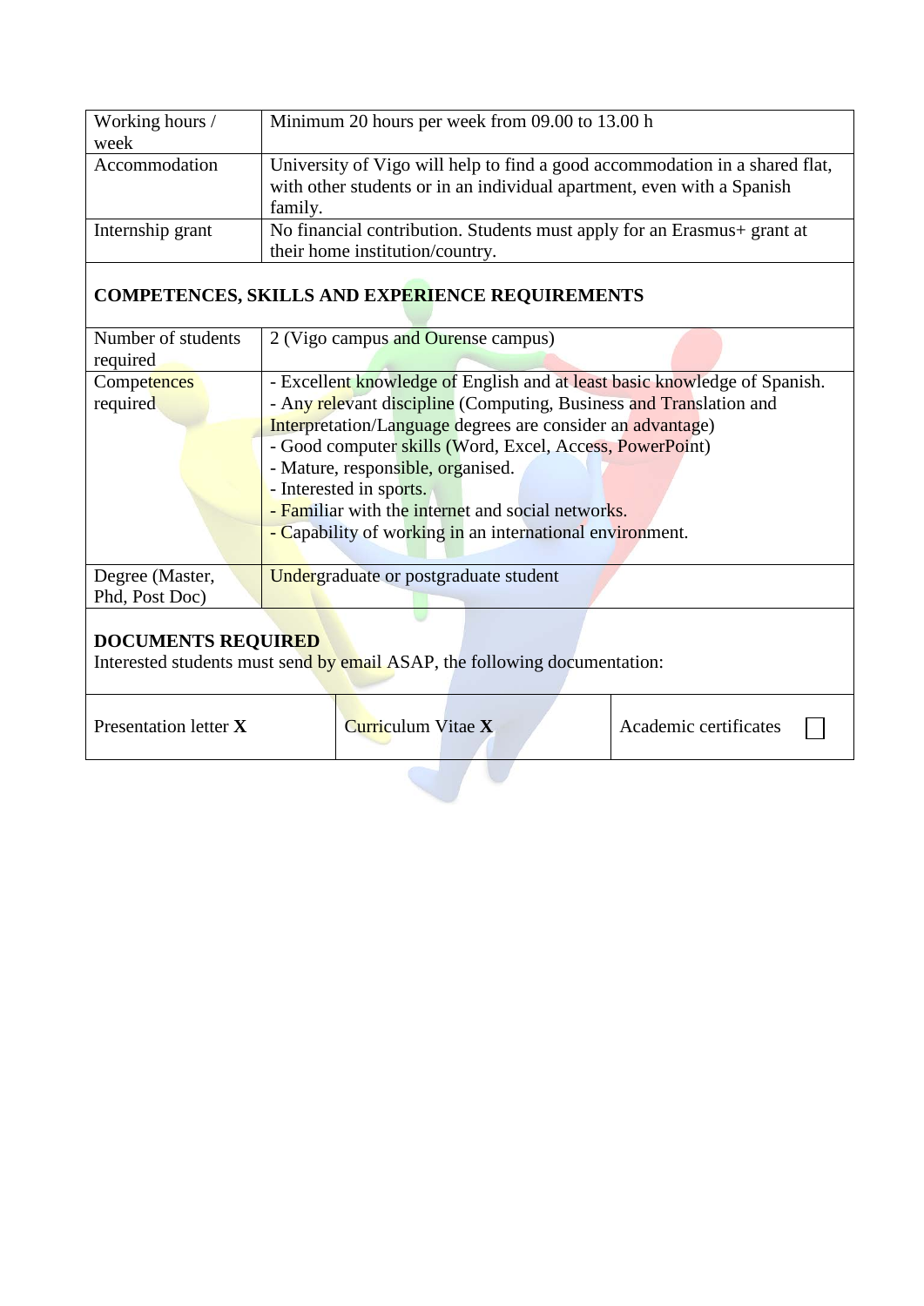| | |
|---|---|
| Working hours / week | Minimum 20 hours per week from 09.00 to 13.00 h |
| Accommodation | University of Vigo will help to find a good accommodation in a shared flat, with other students or in an individual apartment, even with a Spanish family. |
| Internship grant | No financial contribution. Students must apply for an Erasmus+ grant at their home institution/country. |

**COMPETENCES, SKILLS AND EXPERIENCE REQUIREMENTS**

| | |
|---|---|
| Number of students required | 2 (Vigo campus and Ourense campus) |
| Competences required | - Excellent knowledge of English and at least basic knowledge of Spanish.<br>- Any relevant discipline (Computing, Business and Translation and Interpretation/Language degrees are consider an advantage)<br>- Good computer skills (Word, Excel, Access, PowerPoint)<br>- Mature, responsible, organised.<br>- Interested in sports.<br>- Familiar with the internet and social networks.<br>- Capability of working in an international environment. |
| Degree (Master, Phd, Post Doc) | Undergraduate or postgraduate student |

**DOCUMENTS REQUIRED**

Interested students must send by email ASAP, the following documentation:

| | | |
|---|---|---|
| Presentation letter **X** | Curriculum Vitae **X** | Academic certificates ☐ |